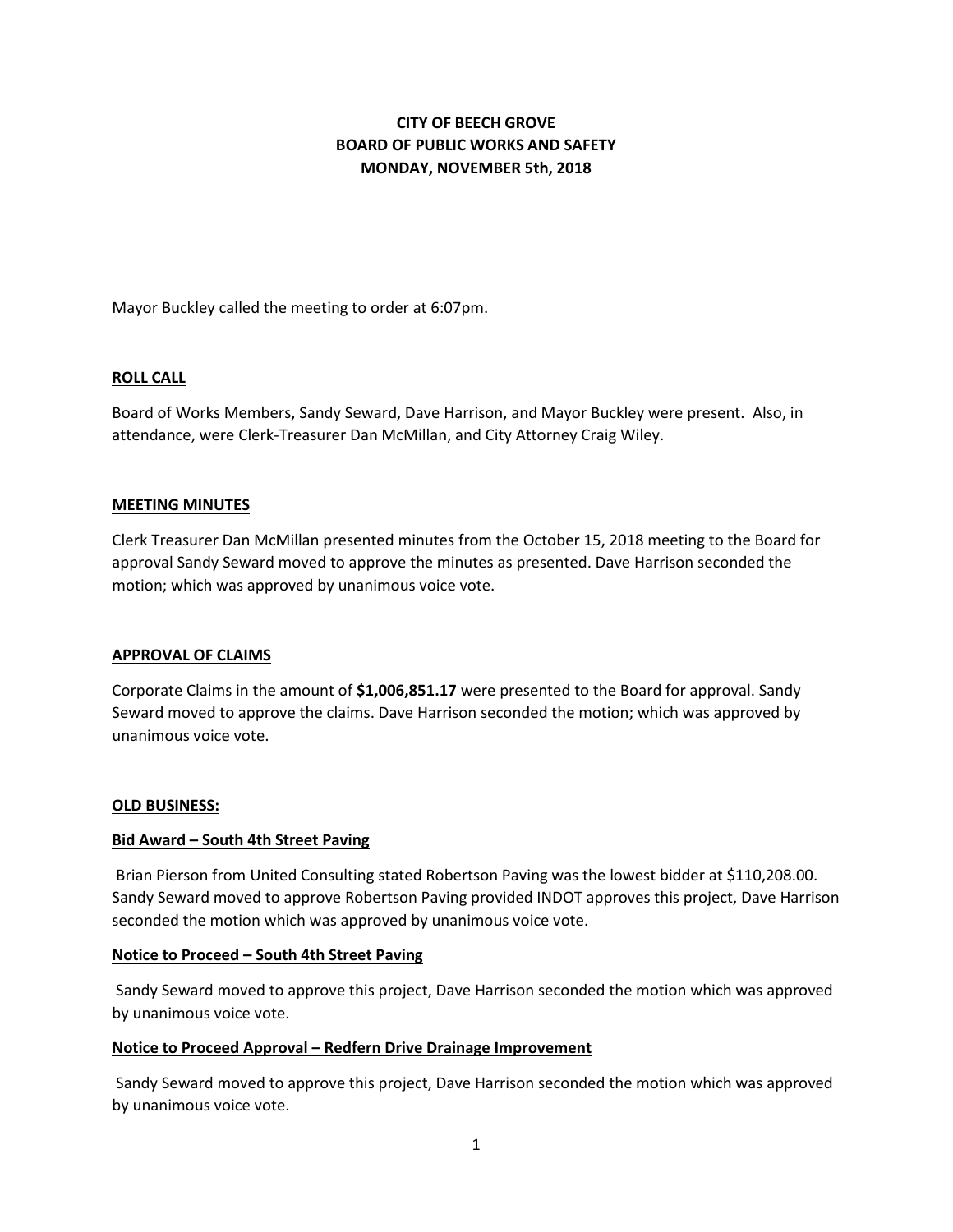# CITY OF BEECH GROVE
# BOARD OF PUBLIC WORKS AND SAFETY
# MONDAY, NOVEMBER 5th, 2018

Mayor Buckley called the meeting to order at 6:07pm.

## ROLL CALL

Board of Works Members, Sandy Seward, Dave Harrison, and Mayor Buckley were present. Also, in attendance, were Clerk-Treasurer Dan McMillan, and City Attorney Craig Wiley.

## MEETING MINUTES

Clerk Treasurer Dan McMillan presented minutes from the October 15, 2018 meeting to the Board for approval Sandy Seward moved to approve the minutes as presented. Dave Harrison seconded the motion; which was approved by unanimous voice vote.

## APPROVAL OF CLAIMS

Corporate Claims in the amount of **$1,006,851.17** were presented to the Board for approval. Sandy Seward moved to approve the claims. Dave Harrison seconded the motion; which was approved by unanimous voice vote.

## OLD BUSINESS:

### Bid Award – South 4th Street Paving

Brian Pierson from United Consulting stated Robertson Paving was the lowest bidder at $110,208.00. Sandy Seward moved to approve Robertson Paving provided INDOT approves this project, Dave Harrison seconded the motion which was approved by unanimous voice vote.

### Notice to Proceed – South 4th Street Paving

Sandy Seward moved to approve this project, Dave Harrison seconded the motion which was approved by unanimous voice vote.

### Notice to Proceed Approval – Redfern Drive Drainage Improvement

Sandy Seward moved to approve this project, Dave Harrison seconded the motion which was approved by unanimous voice vote.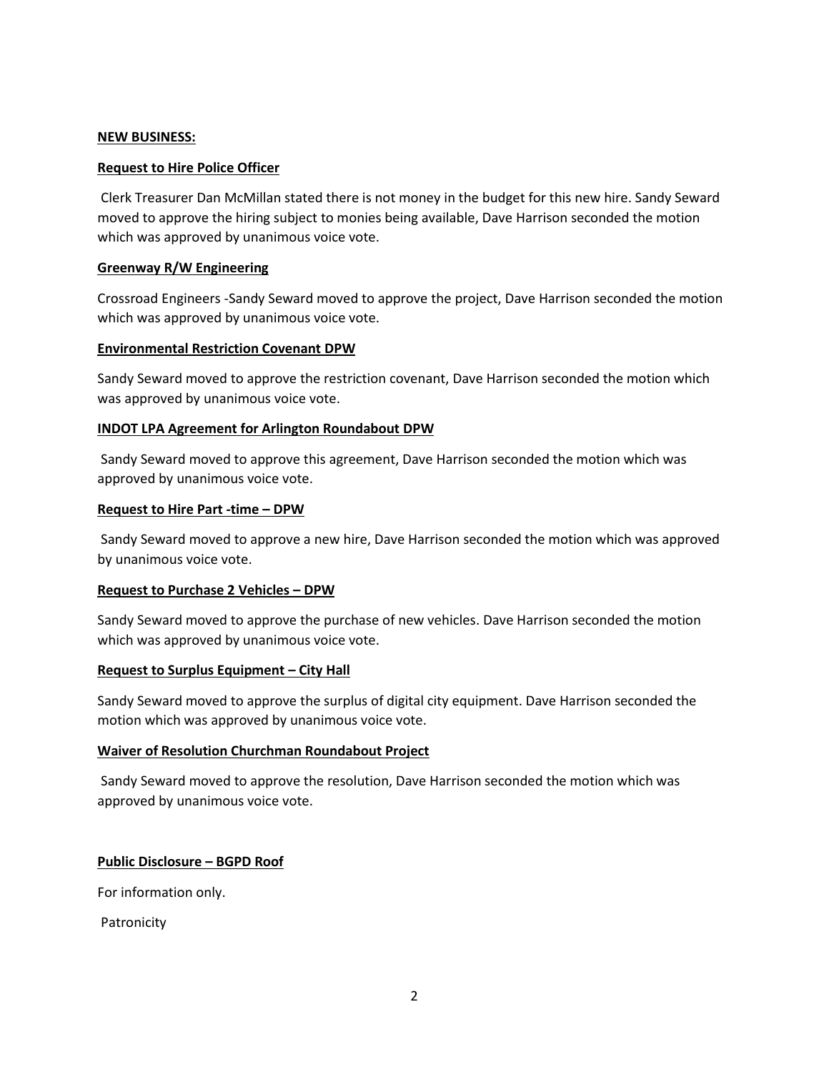**NEW BUSINESS:**

**Request to Hire Police Officer**

Clerk Treasurer Dan McMillan stated there is not money in the budget for this new hire. Sandy Seward moved to approve the hiring subject to monies being available, Dave Harrison seconded the motion which was approved by unanimous voice vote.

**Greenway R/W Engineering**

Crossroad Engineers -Sandy Seward moved to approve the project, Dave Harrison seconded the motion which was approved by unanimous voice vote.

**Environmental Restriction Covenant DPW**

Sandy Seward moved to approve the restriction covenant, Dave Harrison seconded the motion which was approved by unanimous voice vote.

**INDOT LPA Agreement for Arlington Roundabout DPW**

Sandy Seward moved to approve this agreement, Dave Harrison seconded the motion which was approved by unanimous voice vote.

**Request to Hire Part -time – DPW**

Sandy Seward moved to approve a new hire, Dave Harrison seconded the motion which was approved by unanimous voice vote.

**Request to Purchase 2 Vehicles – DPW**

Sandy Seward moved to approve the purchase of new vehicles. Dave Harrison seconded the motion which was approved by unanimous voice vote.

**Request to Surplus Equipment – City Hall**

Sandy Seward moved to approve the surplus of digital city equipment. Dave Harrison seconded the motion which was approved by unanimous voice vote.

**Waiver of Resolution Churchman Roundabout Project**

Sandy Seward moved to approve the resolution, Dave Harrison seconded the motion which was approved by unanimous voice vote.

**Public Disclosure – BGPD Roof**

For information only.

Patronicity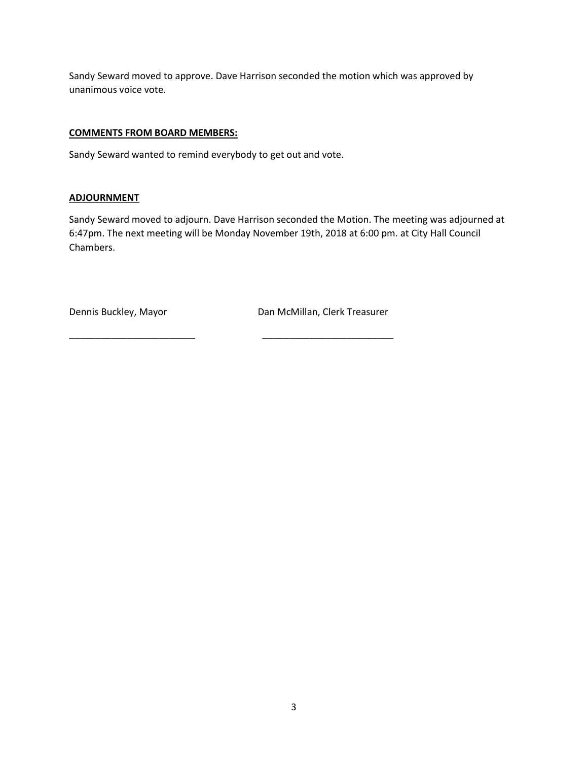Sandy Seward moved to approve. Dave Harrison seconded the motion which was approved by unanimous voice vote.

**COMMENTS FROM BOARD MEMBERS:**

Sandy Seward wanted to remind everybody to get out and vote.

**ADJOURNMENT**

Sandy Seward moved to adjourn. Dave Harrison seconded the Motion. The meeting was adjourned at 6:47pm. The next meeting will be Monday November 19th, 2018 at 6:00 pm. at City Hall Council Chambers.

Dennis Buckley, Mayor

________________________

Dan McMillan, Clerk Treasurer

________________________